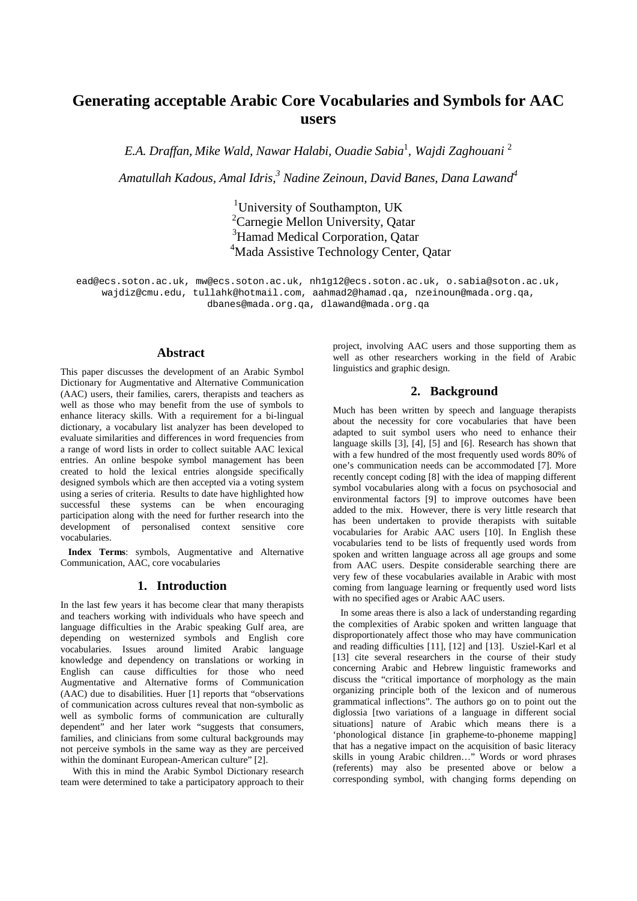# Generating acceptable Arabic Core Vocabularies and Symbols for AAC users

*E.A. Draffan, Mike Wald, Nawar Halabi, Ouadie Sabia*[1], *Wajdi Zaghouani* [2]

*Amatullah Kadous, Amal Idris,*[3] *Nadine Zeinoun, David Banes, Dana Lawand*[4]

[1]University of Southampton, UK
[2]Carnegie Mellon University, Qatar
[3]Hamad Medical Corporation, Qatar
[4]Mada Assistive Technology Center, Qatar

ead@ecs.soton.ac.uk, mw@ecs.soton.ac.uk, nh1g12@ecs.soton.ac.uk, o.sabia@soton.ac.uk, wajdiz@cmu.edu, tullahk@hotmail.com, aahmad2@hamad.qa, nzeinoun@mada.org.qa, dbanes@mada.org.qa, dlawand@mada.org.qa

## Abstract

This paper discusses the development of an Arabic Symbol Dictionary for Augmentative and Alternative Communication (AAC) users, their families, carers, therapists and teachers as well as those who may benefit from the use of symbols to enhance literacy skills. With a requirement for a bi-lingual dictionary, a vocabulary list analyzer has been developed to evaluate similarities and differences in word frequencies from a range of word lists in order to collect suitable AAC lexical entries. An online bespoke symbol management has been created to hold the lexical entries alongside specifically designed symbols which are then accepted via a voting system using a series of criteria. Results to date have highlighted how successful these systems can be when encouraging participation along with the need for further research into the development of personalised context sensitive core vocabularies.

**Index Terms**: symbols, Augmentative and Alternative Communication, AAC, core vocabularies

## 1. Introduction

In the last few years it has become clear that many therapists and teachers working with individuals who have speech and language difficulties in the Arabic speaking Gulf area, are depending on westernized symbols and English core vocabularies. Issues around limited Arabic language knowledge and dependency on translations or working in English can cause difficulties for those who need Augmentative and Alternative forms of Communication (AAC) due to disabilities. Huer [1] reports that "observations of communication across cultures reveal that non-symbolic as well as symbolic forms of communication are culturally dependent" and her later work "suggests that consumers, families, and clinicians from some cultural backgrounds may not perceive symbols in the same way as they are perceived within the dominant European-American culture" [2].

With this in mind the Arabic Symbol Dictionary research team were determined to take a participatory approach to their project, involving AAC users and those supporting them as well as other researchers working in the field of Arabic linguistics and graphic design.

## 2. Background

Much has been written by speech and language therapists about the necessity for core vocabularies that have been adapted to suit symbol users who need to enhance their language skills [3], [4], [5] and [6]. Research has shown that with a few hundred of the most frequently used words 80% of one's communication needs can be accommodated [7]. More recently concept coding [8] with the idea of mapping different symbol vocabularies along with a focus on psychosocial and environmental factors [9] to improve outcomes have been added to the mix. However, there is very little research that has been undertaken to provide therapists with suitable vocabularies for Arabic AAC users [10]. In English these vocabularies tend to be lists of frequently used words from spoken and written language across all age groups and some from AAC users. Despite considerable searching there are very few of these vocabularies available in Arabic with most coming from language learning or frequently used word lists with no specified ages or Arabic AAC users.

In some areas there is also a lack of understanding regarding the complexities of Arabic spoken and written language that disproportionately affect those who may have communication and reading difficulties [11], [12] and [13]. Usziel-Karl et al [13] cite several researchers in the course of their study concerning Arabic and Hebrew linguistic frameworks and discuss the "critical importance of morphology as the main organizing principle both of the lexicon and of numerous grammatical inflections". The authors go on to point out the diglossia [two variations of a language in different social situations] nature of Arabic which means there is a 'phonological distance [in grapheme-to-phoneme mapping] that has a negative impact on the acquisition of basic literacy skills in young Arabic children…" Words or word phrases (referents) may also be presented above or below a corresponding symbol, with changing forms depending on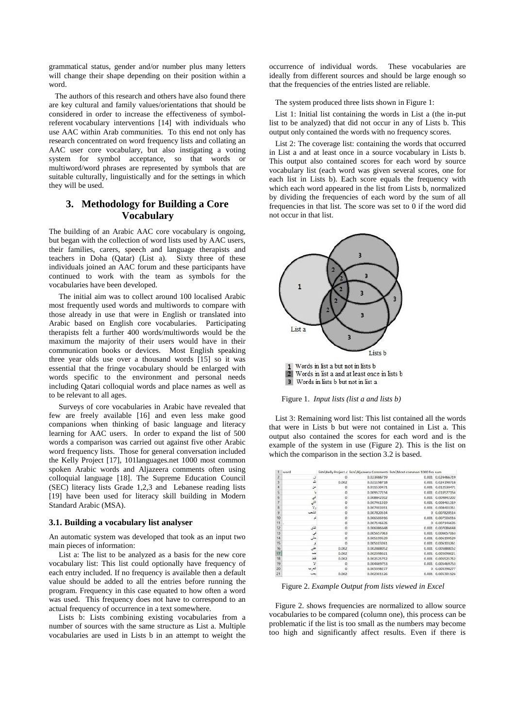grammatical status, gender and/or number plus many letters will change their shape depending on their position within a word.

The authors of this research and others have also found there are key cultural and family values/orientations that should be considered in order to increase the effectiveness of symbol-referent vocabulary interventions [14] with individuals who use AAC within Arab communities. To this end not only has research concentrated on word frequency lists and collating an AAC user core vocabulary, but also instigating a voting system for symbol acceptance, so that words or multiword/word phrases are represented by symbols that are suitable culturally, linguistically and for the settings in which they will be used.

## 3. Methodology for Building a Core Vocabulary

The building of an Arabic AAC core vocabulary is ongoing, but began with the collection of word lists used by AAC users, their families, carers, speech and language therapists and teachers in Doha (Qatar) (List a). Sixty three of these individuals joined an AAC forum and these participants have continued to work with the team as symbols for the vocabularies have been developed.

The initial aim was to collect around 100 localised Arabic most frequently used words and multiwords to compare with those already in use that were in English or translated into Arabic based on English core vocabularies. Participating therapists felt a further 400 words/multiwords would be the maximum the majority of their users would have in their communication books or devices. Most English speaking three year olds use over a thousand words [15] so it was essential that the fringe vocabulary should be enlarged with words specific to the environment and personal needs including Qatari colloquial words and place names as well as to be relevant to all ages.

Surveys of core vocabularies in Arabic have revealed that few are freely available [16] and even less make good companions when thinking of basic language and literacy learning for AAC users. In order to expand the list of 500 words a comparison was carried out against five other Arabic word frequency lists. Those for general conversation included the Kelly Project [17], 101languages.net 1000 most common spoken Arabic words and Aljazeera comments often using colloquial language [18]. The Supreme Education Council (SEC) literacy lists Grade 1,2,3 and Lebanese reading lists [19] have been used for literacy skill building in Modern Standard Arabic (MSA).

### 3.1. Building a vocabulary list analyser

An automatic system was developed that took as an input two main pieces of information:

List a: The list to be analyzed as a basis for the new core vocabulary list: This list could optionally have frequency of each entry included. If no frequency is available then a default value should be added to all the entries before running the program. Frequency in this case equated to how often a word was used. This frequency does not have to correspond to an actual frequency of occurrence in a text somewhere.

Lists b: Lists combining existing vocabularies from a number of sources with the same structure as List a. Multiple vocabularies are used in Lists b in an attempt to weight the occurrence of individual words. These vocabularies are ideally from different sources and should be large enough so that the frequencies of the entries listed are reliable.

The system produced three lists shown in Figure 1:

List 1: Initial list containing the words in List a (the in-put list to be analyzed) that did not occur in any of Lists b. This output only contained the words with no frequency scores.

List 2: The coverage list: containing the words that occurred in List a and at least once in a source vocabulary in Lists b. This output also contained scores for each word by source vocabulary list (each word was given several scores, one for each list in Lists b). Each score equals the frequency with which each word appeared in the list from Lists b, normalized by dividing the frequencies of each word by the sum of all frequencies in that list. The score was set to 0 if the word did not occur in that list.

Figure 1. *Input lists (list a and lists b)*

List 3: Remaining word list: This list contained all the words that were in Lists b but were not contained in List a. This output also contained the scores for each word and is the example of the system in use (Figure 2). This is the list on which the comparison in the section 3.2 is based.

Figure 2. *Example Output from lists viewed in Excel*

Figure 2. shows frequencies are normalized to allow source vocabularies to be compared (column one), this process can be problematic if the list is too small as the numbers may become too high and significantly affect results. Even if there is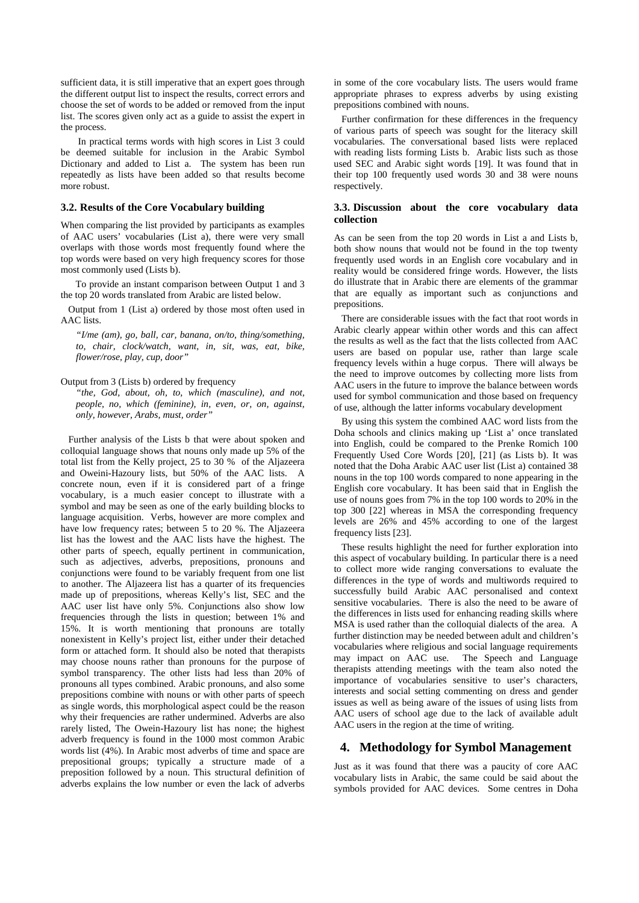sufficient data, it is still imperative that an expert goes through the different output list to inspect the results, correct errors and choose the set of words to be added or removed from the input list. The scores given only act as a guide to assist the expert in the process.

In practical terms words with high scores in List 3 could be deemed suitable for inclusion in the Arabic Symbol Dictionary and added to List a. The system has been run repeatedly as lists have been added so that results become more robust.

### 3.2. Results of the Core Vocabulary building

When comparing the list provided by participants as examples of AAC users' vocabularies (List a), there were very small overlaps with those words most frequently found where the top words were based on very high frequency scores for those most commonly used (Lists b).

To provide an instant comparison between Output 1 and 3 the top 20 words translated from Arabic are listed below.

Output from 1 (List a) ordered by those most often used in AAC lists.

*"I/me (am), go, ball, car, banana, on/to, thing/something, to, chair, clock/watch, want, in, sit, was, eat, bike, flower/rose, play, cup, door"*

Output from 3 (Lists b) ordered by frequency

*"the, God, about, oh, to, which (masculine), and not, people, no, which (feminine), in, even, or, on, against, only, however, Arabs, must, order"*

Further analysis of the Lists b that were about spoken and colloquial language shows that nouns only made up 5% of the total list from the Kelly project, 25 to 30 % of the Aljazeera and Oweini-Hazoury lists, but 50% of the AAC lists. A concrete noun, even if it is considered part of a fringe vocabulary, is a much easier concept to illustrate with a symbol and may be seen as one of the early building blocks to language acquisition. Verbs, however are more complex and have low frequency rates; between 5 to 20 %. The Aljazeera list has the lowest and the AAC lists have the highest. The other parts of speech, equally pertinent in communication, such as adjectives, adverbs, prepositions, pronouns and conjunctions were found to be variably frequent from one list to another. The Aljazeera list has a quarter of its frequencies made up of prepositions, whereas Kelly's list, SEC and the AAC user list have only 5%. Conjunctions also show low frequencies through the lists in question; between 1% and 15%. It is worth mentioning that pronouns are totally nonexistent in Kelly's project list, either under their detached form or attached form. It should also be noted that therapists may choose nouns rather than pronouns for the purpose of symbol transparency. The other lists had less than 20% of pronouns all types combined. Arabic pronouns, and also some prepositions combine with nouns or with other parts of speech as single words, this morphological aspect could be the reason why their frequencies are rather undermined. Adverbs are also rarely listed, The Owein-Hazoury list has none; the highest adverb frequency is found in the 1000 most common Arabic words list (4%). In Arabic most adverbs of time and space are prepositional groups; typically a structure made of a preposition followed by a noun. This structural definition of adverbs explains the low number or even the lack of adverbs in some of the core vocabulary lists. The users would frame appropriate phrases to express adverbs by using existing prepositions combined with nouns.

Further confirmation for these differences in the frequency of various parts of speech was sought for the literacy skill vocabularies. The conversational based lists were replaced with reading lists forming Lists b. Arabic lists such as those used SEC and Arabic sight words [19]. It was found that in their top 100 frequently used words 30 and 38 were nouns respectively.

### 3.3. Discussion about the core vocabulary data collection

As can be seen from the top 20 words in List a and Lists b, both show nouns that would not be found in the top twenty frequently used words in an English core vocabulary and in reality would be considered fringe words. However, the lists do illustrate that in Arabic there are elements of the grammar that are equally as important such as conjunctions and prepositions.

There are considerable issues with the fact that root words in Arabic clearly appear within other words and this can affect the results as well as the fact that the lists collected from AAC users are based on popular use, rather than large scale frequency levels within a huge corpus. There will always be the need to improve outcomes by collecting more lists from AAC users in the future to improve the balance between words used for symbol communication and those based on frequency of use, although the latter informs vocabulary development

By using this system the combined AAC word lists from the Doha schools and clinics making up 'List a' once translated into English, could be compared to the Prenke Romich 100 Frequently Used Core Words [20], [21] (as Lists b). It was noted that the Doha Arabic AAC user list (List a) contained 38 nouns in the top 100 words compared to none appearing in the English core vocabulary. It has been said that in English the use of nouns goes from 7% in the top 100 words to 20% in the top 300 [22] whereas in MSA the corresponding frequency levels are 26% and 45% according to one of the largest frequency lists [23].

These results highlight the need for further exploration into this aspect of vocabulary building. In particular there is a need to collect more wide ranging conversations to evaluate the differences in the type of words and multiwords required to successfully build Arabic AAC personalised and context sensitive vocabularies. There is also the need to be aware of the differences in lists used for enhancing reading skills where MSA is used rather than the colloquial dialects of the area. A further distinction may be needed between adult and children's vocabularies where religious and social language requirements may impact on AAC use. The Speech and Language therapists attending meetings with the team also noted the importance of vocabularies sensitive to user's characters, interests and social setting commenting on dress and gender issues as well as being aware of the issues of using lists from AAC users of school age due to the lack of available adult AAC users in the region at the time of writing.

## 4. Methodology for Symbol Management

Just as it was found that there was a paucity of core AAC vocabulary lists in Arabic, the same could be said about the symbols provided for AAC devices. Some centres in Doha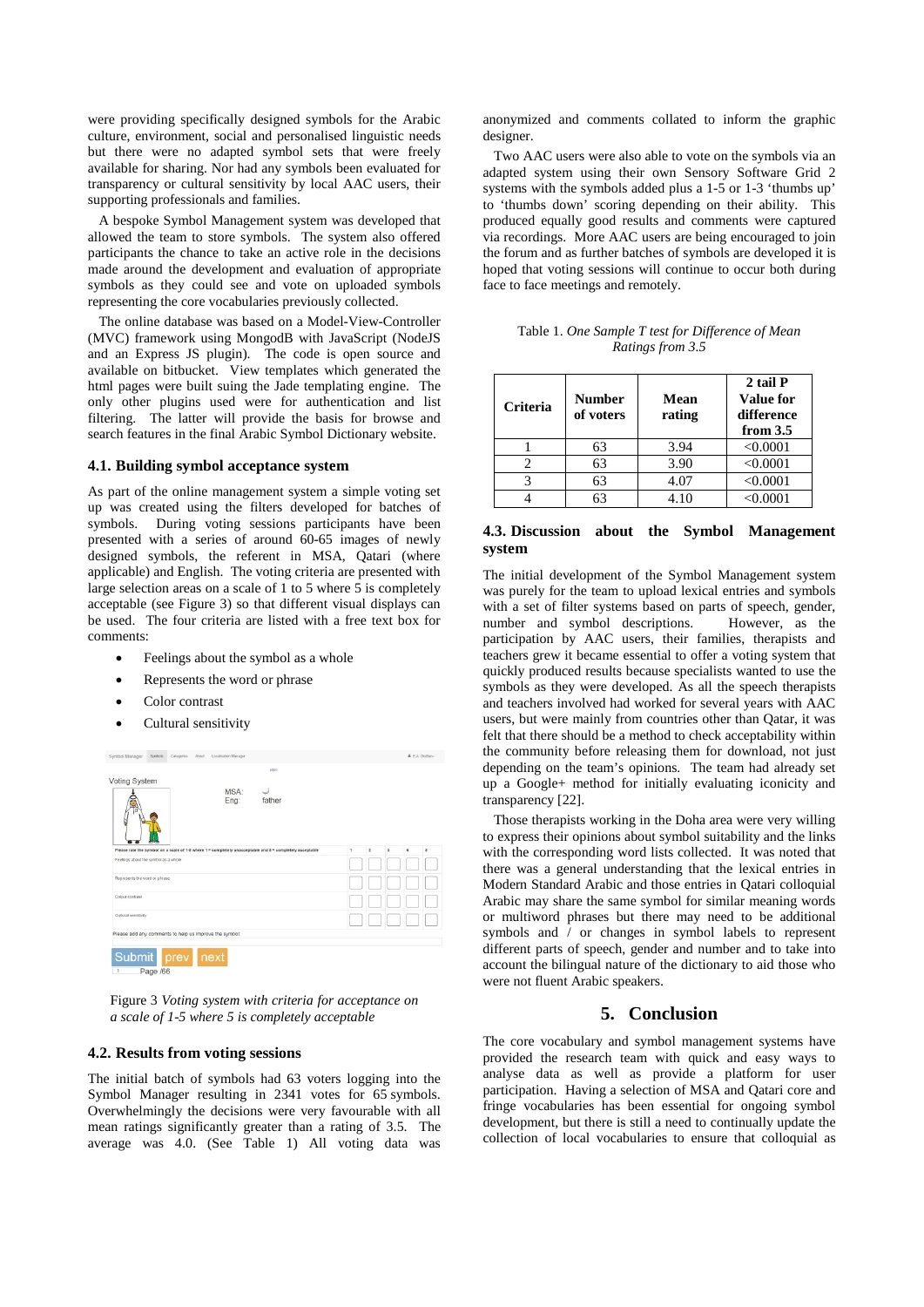were providing specifically designed symbols for the Arabic culture, environment, social and personalised linguistic needs but there were no adapted symbol sets that were freely available for sharing. Nor had any symbols been evaluated for transparency or cultural sensitivity by local AAC users, their supporting professionals and families.

A bespoke Symbol Management system was developed that allowed the team to store symbols. The system also offered participants the chance to take an active role in the decisions made around the development and evaluation of appropriate symbols as they could see and vote on uploaded symbols representing the core vocabularies previously collected.

The online database was based on a Model-View-Controller (MVC) framework using MongodB with JavaScript (NodeJS and an Express JS plugin). The code is open source and available on bitbucket. View templates which generated the html pages were built suing the Jade templating engine. The only other plugins used were for authentication and list filtering. The latter will provide the basis for browse and search features in the final Arabic Symbol Dictionary website.

### 4.1. Building symbol acceptance system

As part of the online management system a simple voting set up was created using the filters developed for batches of symbols. During voting sessions participants have been presented with a series of around 60-65 images of newly designed symbols, the referent in MSA, Qatari (where applicable) and English. The voting criteria are presented with large selection areas on a scale of 1 to 5 where 5 is completely acceptable (see Figure 3) so that different visual displays can be used. The four criteria are listed with a free text box for comments:

- Feelings about the symbol as a whole
- Represents the word or phrase
- Color contrast
- Cultural sensitivity

Figure 3 *Voting system with criteria for acceptance on a scale of 1-5 where 5 is completely acceptable*

### 4.2. Results from voting sessions

The initial batch of symbols had 63 voters logging into the Symbol Manager resulting in 2341 votes for 65 symbols. Overwhelmingly the decisions were very favourable with all mean ratings significantly greater than a rating of 3.5. The average was 4.0. (See Table 1) All voting data was anonymized and comments collated to inform the graphic designer.

Two AAC users were also able to vote on the symbols via an adapted system using their own Sensory Software Grid 2 systems with the symbols added plus a 1-5 or 1-3 'thumbs up' to 'thumbs down' scoring depending on their ability. This produced equally good results and comments were captured via recordings. More AAC users are being encouraged to join the forum and as further batches of symbols are developed it is hoped that voting sessions will continue to occur both during face to face meetings and remotely.

Table 1. *One Sample T test for Difference of Mean Ratings from 3.5*

| Criteria | Number of voters | Mean rating | 2 tail P Value for difference from 3.5 |
|---|---|---|---|
| 1 | 63 | 3.94 | <0.0001 |
| 2 | 63 | 3.90 | <0.0001 |
| 3 | 63 | 4.07 | <0.0001 |
| 4 | 63 | 4.10 | <0.0001 |

### 4.3. Discussion about the Symbol Management system

The initial development of the Symbol Management system was purely for the team to upload lexical entries and symbols with a set of filter systems based on parts of speech, gender, number and symbol descriptions. However, as the participation by AAC users, their families, therapists and teachers grew it became essential to offer a voting system that quickly produced results because specialists wanted to use the symbols as they were developed. As all the speech therapists and teachers involved had worked for several years with AAC users, but were mainly from countries other than Qatar, it was felt that there should be a method to check acceptability within the community before releasing them for download, not just depending on the team's opinions. The team had already set up a Google+ method for initially evaluating iconicity and transparency [22].

Those therapists working in the Doha area were very willing to express their opinions about symbol suitability and the links with the corresponding word lists collected. It was noted that there was a general understanding that the lexical entries in Modern Standard Arabic and those entries in Qatari colloquial Arabic may share the same symbol for similar meaning words or multiword phrases but there may need to be additional symbols and / or changes in symbol labels to represent different parts of speech, gender and number and to take into account the bilingual nature of the dictionary to aid those who were not fluent Arabic speakers.

## 5. Conclusion

The core vocabulary and symbol management systems have provided the research team with quick and easy ways to analyse data as well as provide a platform for user participation. Having a selection of MSA and Qatari core and fringe vocabularies has been essential for ongoing symbol development, but there is still a need to continually update the collection of local vocabularies to ensure that colloquial as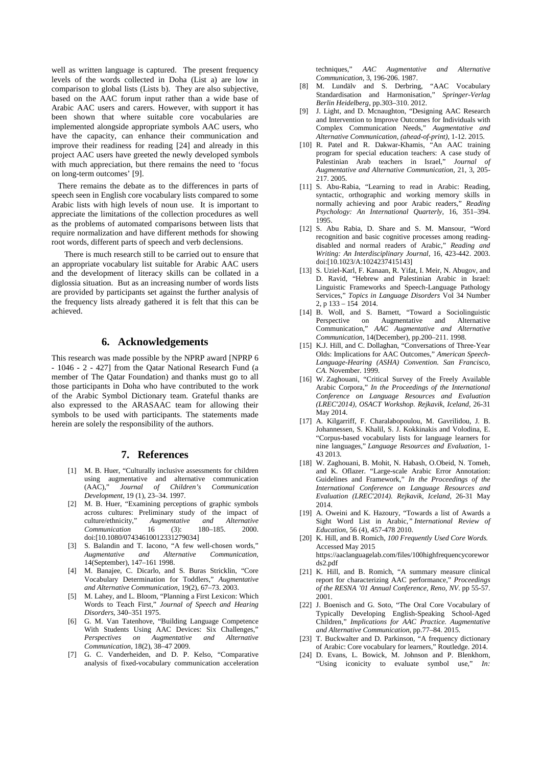well as written language is captured. The present frequency levels of the words collected in Doha (List a) are low in comparison to global lists (Lists b). They are also subjective, based on the AAC forum input rather than a wide base of Arabic AAC users and carers. However, with support it has been shown that where suitable core vocabularies are implemented alongside appropriate symbols AAC users, who have the capacity, can enhance their communication and improve their readiness for reading [24] and already in this project AAC users have greeted the newly developed symbols with much appreciation, but there remains the need to 'focus on long-term outcomes' [9].

There remains the debate as to the differences in parts of speech seen in English core vocabulary lists compared to some Arabic lists with high levels of noun use. It is important to appreciate the limitations of the collection procedures as well as the problems of automated comparisons between lists that require normalization and have different methods for showing root words, different parts of speech and verb declensions.

There is much research still to be carried out to ensure that an appropriate vocabulary list suitable for Arabic AAC users and the development of literacy skills can be collated in a diglossia situation. But as an increasing number of words lists are provided by participants set against the further analysis of the frequency lists already gathered it is felt that this can be achieved.

## 6. Acknowledgements

This research was made possible by the NPRP award [NPRP 6 - 1046 - 2 - 427] from the Qatar National Research Fund (a member of The Qatar Foundation) and thanks must go to all those participants in Doha who have contributed to the work of the Arabic Symbol Dictionary team. Grateful thanks are also expressed to the ARASAAC team for allowing their symbols to be used with participants. The statements made herein are solely the responsibility of the authors.

## 7. References

[1] M. B. Huer, "Culturally inclusive assessments for children using augmentative and alternative communication (AAC)," *Journal of Children's Communication Development*, 19 (1), 23–34. 1997.

[2] M. B. Huer, "Examining perceptions of graphic symbols across cultures: Preliminary study of the impact of culture/ethnicity," *Augmentative and Alternative Communication* 16 (3): 180–185. 2000. doi:[10.1080/07434610012331279034]

[3] S. Balandin and T. Iacono, "A few well-chosen words," *Augmentative and Alternative Communication*, 14(September), 147–161 1998.

[4] M. Banajee, C. Dicarlo, and S. Buras Stricklin, "Core Vocabulary Determination for Toddlers," *Augmentative and Alternative Communication*, 19(2), 67–73. 2003.

[5] M. Lahey, and L. Bloom, "Planning a First Lexicon: Which Words to Teach First," *Journal of Speech and Hearing Disorders*, 340–351 1975.

[6] G. M. Van Tatenhove, "Building Language Competence With Students Using AAC Devices: Six Challenges," *Perspectives on Augmentative and Alternative Communication*, 18(2), 38–47 2009.

[7] G. C. Vanderheiden, and D. P. Kelso, "Comparative analysis of fixed-vocabulary communication acceleration techniques," *AAC Augmentative and Alternative Communication*, 3, 196-206. 1987.

[8] M. Lundälv and S. Derbring, "AAC Vocabulary Standardisation and Harmonisation," *Springer-Verlag Berlin Heidelberg*, pp.303–310. 2012.

[9] J. Light, and D. Mcnaughton, "Designing AAC Research and Intervention to Improve Outcomes for Individuals with Complex Communication Needs," *Augmentative and Alternative Communication, (ahead-of-print)*, 1-12. 2015.

[10] R. Patel and R. Dakwar-Khamis, "An AAC training program for special education teachers: A case study of Palestinian Arab teachers in Israel," *Journal of Augmentative and Alternative Communication*, 21, 3, 205-217. 2005.

[11] S. Abu-Rabia, "Learning to read in Arabic: Reading, syntactic, orthographic and working memory skills in normally achieving and poor Arabic readers," *Reading Psychology: An International Quarterly*, 16, 351–394. 1995.

[12] S. Abu Rabia, D. Share and S. M. Mansour, "Word recognition and basic cognitive processes among reading-disabled and normal readers of Arabic," *Reading and Writing: An Interdisciplinary Journal*, 16, 423-442. 2003. doi:[10.1023/A:1024237415143]

[13] S. Uziel-Karl, F. Kanaan, R. Yifat, I. Meir, N. Abugov, and D. Ravid, "Hebrew and Palestinian Arabic in Israel: Linguistic Frameworks and Speech-Language Pathology Services," *Topics in Language Disorders* Vol 34 Number 2, p 133 – 154 2014.

[14] B. Woll, and S. Barnett, "Toward a Sociolinguistic Perspective on Augmentative and Alternative Communication," *AAC Augmentative and Alternative Communication*, 14(December), pp.200–211. 1998.

[15] K.J. Hill, and C. Dollaghan, "Conversations of Three-Year Olds: Implications for AAC Outcomes," *American Speech-Language-Hearing (ASHA) Convention. San Francisco, CA*. November. 1999.

[16] W. Zaghouani, "Critical Survey of the Freely Available Arabic Corpora," *In the Proceedings of the International Conference on Language Resources and Evaluation (LREC'2014), OSACT Workshop. Rejkavik, Iceland*, 26-31 May 2014.

[17] A. Kilgarriff, F. Charalabopoulou, M. Gavrilidou, J. B. Johannessen, S. Khalil, S. J. Kokkinakis and Volodina, E. "Corpus-based vocabulary lists for language learners for nine languages," *Language Resources and Evaluation*, 1-43 2013.

[18] W. Zaghouani, B. Mohit, N. Habash, O.Obeid, N. Tomeh, and K. Oflazer. "Large-scale Arabic Error Annotation: Guidelines and Framework," *In the Proceedings of the International Conference on Language Resources and Evaluation (LREC'2014). Rejkavik, Iceland*, 26-31 May 2014.

[19] A. Oweini and K. Hazoury, "Towards a list of Awards a Sight Word List in Arabic," *International Review of Education*, 56 (4), 457-478 2010.

[20] K. Hill, and B. Romich, *100 Frequently Used Core Words.* Accessed May 2015 https://aaclanguagelab.com/files/100highfrequencycorewords2.pdf

[21] K. Hill, and B. Romich, "A summary measure clinical report for characterizing AAC performance," *Proceedings of the RESNA '01 Annual Conference, Reno, NV*. pp 55-57. 2001.

[22] J. Boenisch and G. Soto, "The Oral Core Vocabulary of Typically Developing English-Speaking School-Aged Children," *Implications for AAC Practice. Augmentative and Alternative Communication*, pp.77–84. 2015.

[23] T. Buckwalter and D. Parkinson, "A frequency dictionary of Arabic: Core vocabulary for learners," Routledge. 2014.

[24] D. Evans, L. Bowick, M. Johnson and P. Blenkhorn, "Using iconicity to evaluate symbol use," *In:*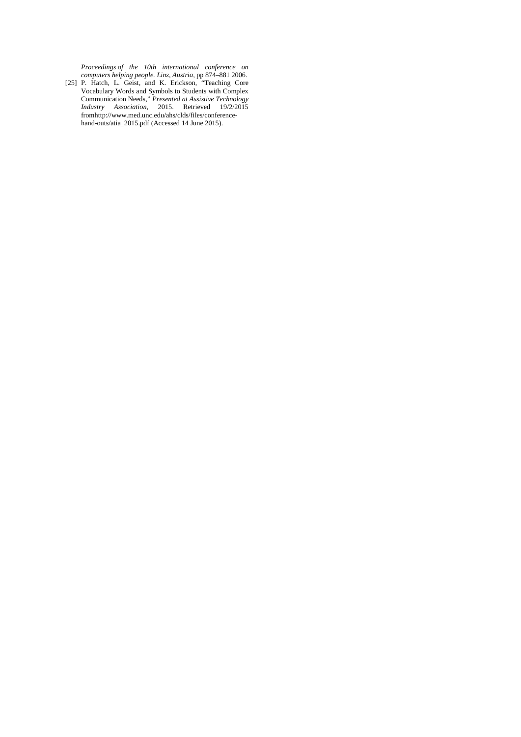*Proceedings of the 10th international conference on computers helping people. Linz, Austria,* pp 874–881 2006.

[25] P. Hatch, L. Geist, and K. Erickson, "Teaching Core Vocabulary Words and Symbols to Students with Complex Communication Needs," *Presented at Assistive Technology Industry Association,* 2015. Retrieved 19/2/2015 fromhttp://www.med.unc.edu/ahs/clds/files/conference-hand-outs/atia_2015.pdf (Accessed 14 June 2015).